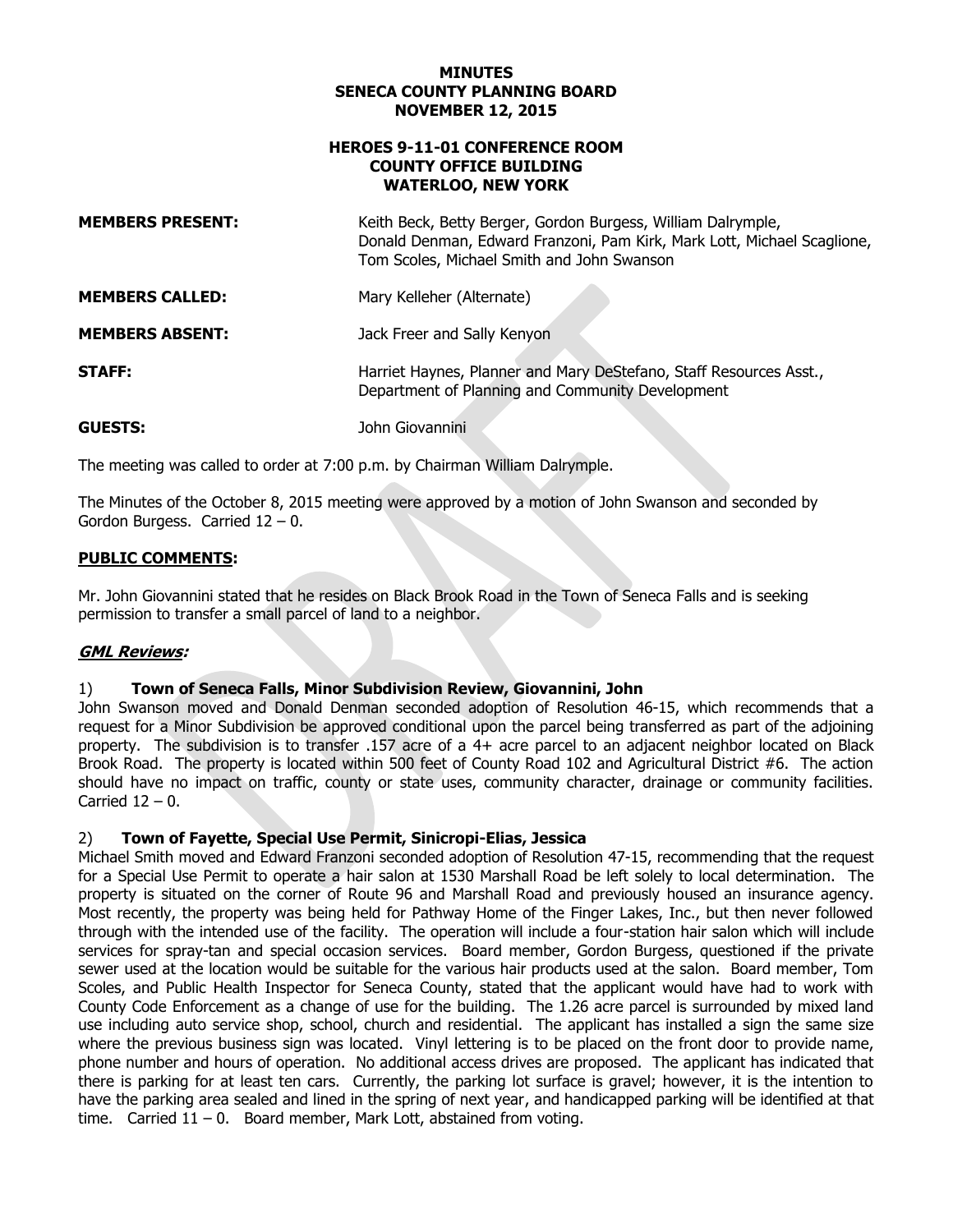**MINUTES**
**SENECA COUNTY PLANNING BOARD**
**NOVEMBER 12, 2015**

**HEROES 9-11-01 CONFERENCE ROOM**
**COUNTY OFFICE BUILDING**
**WATERLOO, NEW YORK**

**MEMBERS PRESENT:** Keith Beck, Betty Berger, Gordon Burgess, William Dalrymple, Donald Denman, Edward Franzoni, Pam Kirk, Mark Lott, Michael Scaglione, Tom Scoles, Michael Smith and John Swanson

**MEMBERS CALLED:** Mary Kelleher (Alternate)

**MEMBERS ABSENT:** Jack Freer and Sally Kenyon

**STAFF:** Harriet Haynes, Planner and Mary DeStefano, Staff Resources Asst., Department of Planning and Community Development

**GUESTS:** John Giovannini

The meeting was called to order at 7:00 p.m. by Chairman William Dalrymple.

The Minutes of the October 8, 2015 meeting were approved by a motion of John Swanson and seconded by Gordon Burgess. Carried 12 – 0.

**PUBLIC COMMENTS:**

Mr. John Giovannini stated that he resides on Black Brook Road in the Town of Seneca Falls and is seeking permission to transfer a small parcel of land to a neighbor.

***GML Reviews:***

1) **Town of Seneca Falls, Minor Subdivision Review, Giovannini, John**
John Swanson moved and Donald Denman seconded adoption of Resolution 46-15, which recommends that a request for a Minor Subdivision be approved conditional upon the parcel being transferred as part of the adjoining property. The subdivision is to transfer .157 acre of a 4+ acre parcel to an adjacent neighbor located on Black Brook Road. The property is located within 500 feet of County Road 102 and Agricultural District #6. The action should have no impact on traffic, county or state uses, community character, drainage or community facilities. Carried 12 – 0.

2) **Town of Fayette, Special Use Permit, Sinicropi-Elias, Jessica**
Michael Smith moved and Edward Franzoni seconded adoption of Resolution 47-15, recommending that the request for a Special Use Permit to operate a hair salon at 1530 Marshall Road be left solely to local determination. The property is situated on the corner of Route 96 and Marshall Road and previously housed an insurance agency. Most recently, the property was being held for Pathway Home of the Finger Lakes, Inc., but then never followed through with the intended use of the facility. The operation will include a four-station hair salon which will include services for spray-tan and special occasion services. Board member, Gordon Burgess, questioned if the private sewer used at the location would be suitable for the various hair products used at the salon. Board member, Tom Scoles, and Public Health Inspector for Seneca County, stated that the applicant would have had to work with County Code Enforcement as a change of use for the building. The 1.26 acre parcel is surrounded by mixed land use including auto service shop, school, church and residential. The applicant has installed a sign the same size where the previous business sign was located. Vinyl lettering is to be placed on the front door to provide name, phone number and hours of operation. No additional access drives are proposed. The applicant has indicated that there is parking for at least ten cars. Currently, the parking lot surface is gravel; however, it is the intention to have the parking area sealed and lined in the spring of next year, and handicapped parking will be identified at that time. Carried 11 – 0. Board member, Mark Lott, abstained from voting.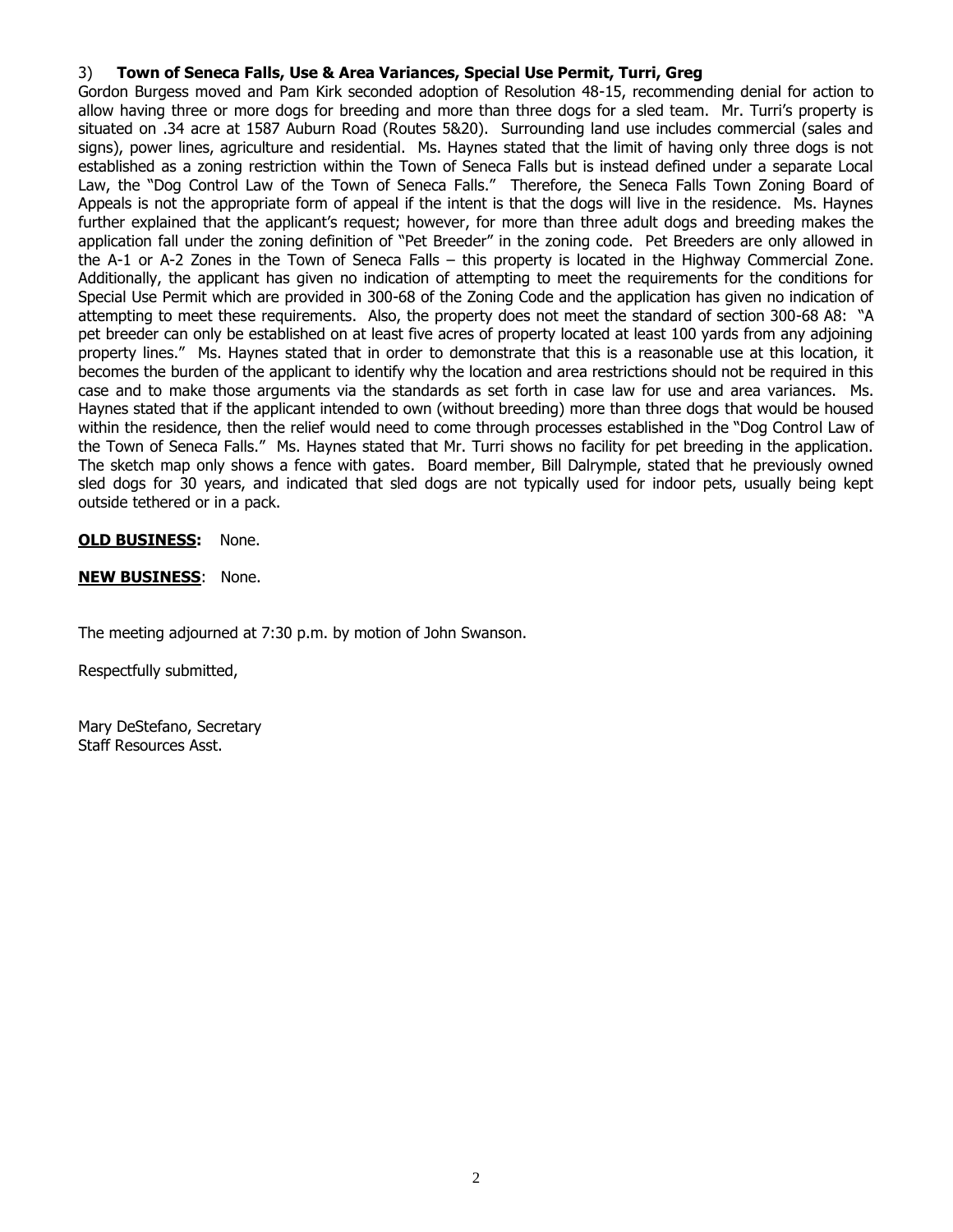3) **Town of Seneca Falls, Use & Area Variances, Special Use Permit, Turri, Greg**

Gordon Burgess moved and Pam Kirk seconded adoption of Resolution 48-15, recommending denial for action to allow having three or more dogs for breeding and more than three dogs for a sled team. Mr. Turri's property is situated on .34 acre at 1587 Auburn Road (Routes 5&20). Surrounding land use includes commercial (sales and signs), power lines, agriculture and residential. Ms. Haynes stated that the limit of having only three dogs is not established as a zoning restriction within the Town of Seneca Falls but is instead defined under a separate Local Law, the "Dog Control Law of the Town of Seneca Falls." Therefore, the Seneca Falls Town Zoning Board of Appeals is not the appropriate form of appeal if the intent is that the dogs will live in the residence. Ms. Haynes further explained that the applicant's request; however, for more than three adult dogs and breeding makes the application fall under the zoning definition of "Pet Breeder" in the zoning code. Pet Breeders are only allowed in the A-1 or A-2 Zones in the Town of Seneca Falls – this property is located in the Highway Commercial Zone. Additionally, the applicant has given no indication of attempting to meet the requirements for the conditions for Special Use Permit which are provided in 300-68 of the Zoning Code and the application has given no indication of attempting to meet these requirements. Also, the property does not meet the standard of section 300-68 A8: "A pet breeder can only be established on at least five acres of property located at least 100 yards from any adjoining property lines." Ms. Haynes stated that in order to demonstrate that this is a reasonable use at this location, it becomes the burden of the applicant to identify why the location and area restrictions should not be required in this case and to make those arguments via the standards as set forth in case law for use and area variances. Ms. Haynes stated that if the applicant intended to own (without breeding) more than three dogs that would be housed within the residence, then the relief would need to come through processes established in the "Dog Control Law of the Town of Seneca Falls." Ms. Haynes stated that Mr. Turri shows no facility for pet breeding in the application. The sketch map only shows a fence with gates. Board member, Bill Dalrymple, stated that he previously owned sled dogs for 30 years, and indicated that sled dogs are not typically used for indoor pets, usually being kept outside tethered or in a pack.

**OLD BUSINESS:** None.

**NEW BUSINESS**: None.

The meeting adjourned at 7:30 p.m. by motion of John Swanson.

Respectfully submitted,

Mary DeStefano, Secretary
Staff Resources Asst.